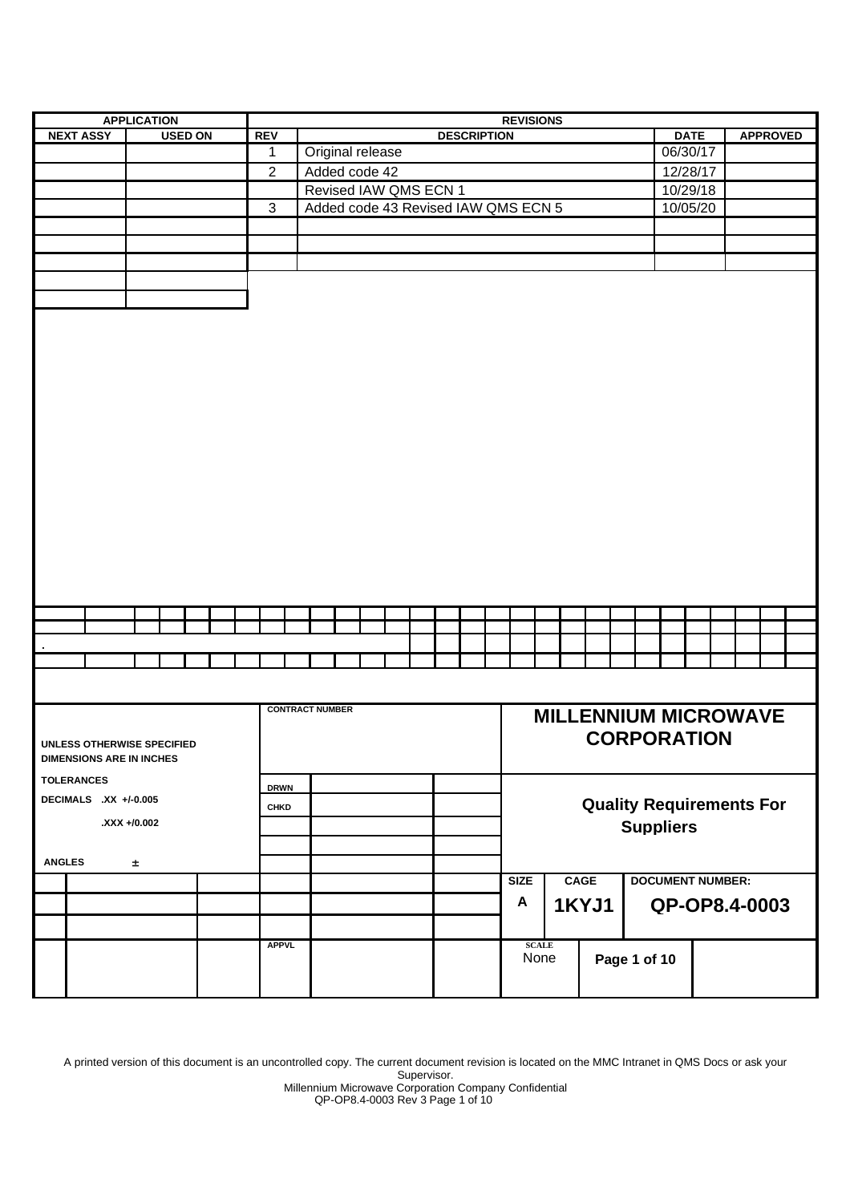| APPLICATION | | REVISIONS | | | |
|---|---|---|---|---|---|
| NEXT ASSY | USED ON | REV | DESCRIPTION | DATE | APPROVED |
| | | 1 | Original release | 06/30/17 | |
| | | 2 | Added code 42 | 12/28/17 | |
| | | | Revised IAW QMS ECN 1 | 10/29/18 | |
| | | 3 | Added code 43 Revised IAW QMS ECN 5 | 10/05/20 | |

UNLESS OTHERWISE SPECIFIED
DIMENSIONS ARE IN INCHES

TOLERANCES
DECIMALS .XX +/-0.005
.XXX +/0.002

ANGLES ±

CONTRACT NUMBER

DRWN

CHKD

APPVL

# MILLENNIUM MICROWAVE CORPORATION

## Quality Requirements For Suppliers

| SIZE | CAGE | DOCUMENT NUMBER: |
|---|---|---|
| A | 1KYJ1 | QP-OP8.4-0003 |

SCALE None

A printed version of this document is an uncontrolled copy. The current document revision is located on the MMC Intranet in QMS Docs or ask your Supervisor.
Millennium Microwave Corporation Company Confidential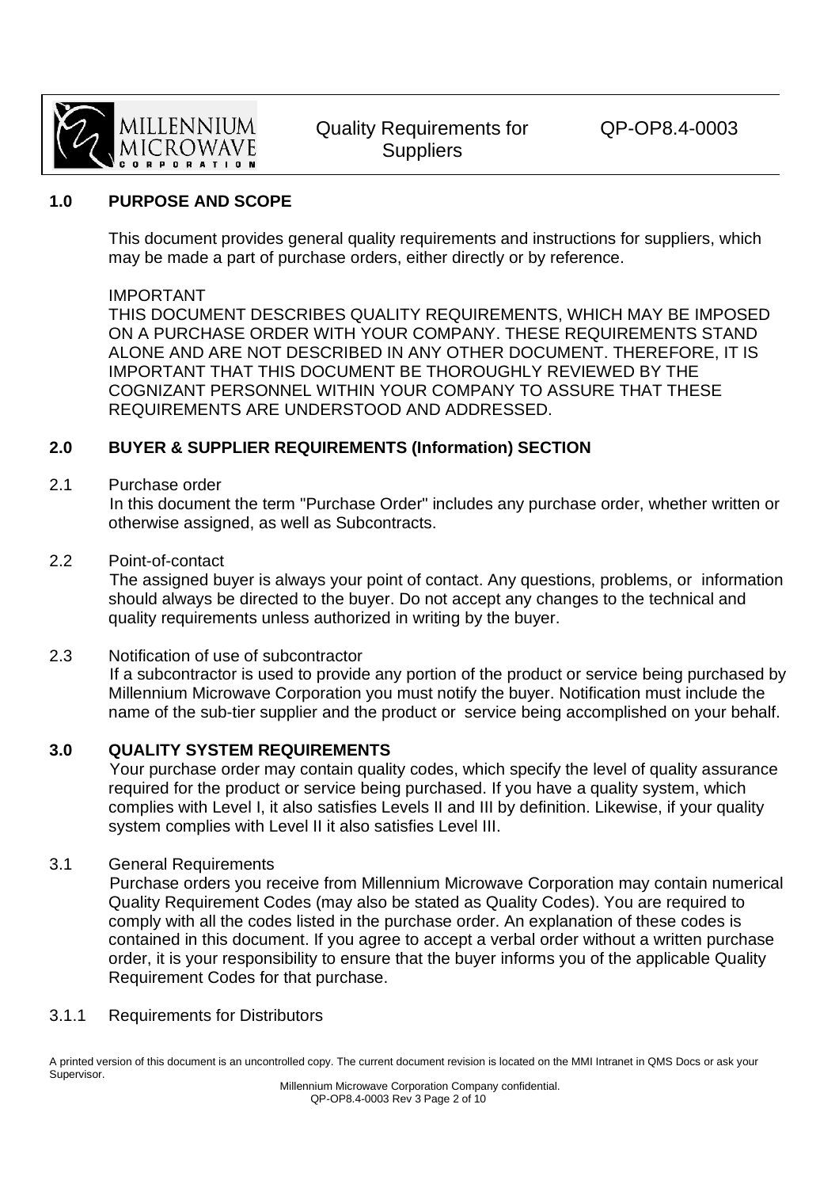## 1.0 PURPOSE AND SCOPE

This document provides general quality requirements and instructions for suppliers, which may be made a part of purchase orders, either directly or by reference.

IMPORTANT

THIS DOCUMENT DESCRIBES QUALITY REQUIREMENTS, WHICH MAY BE IMPOSED ON A PURCHASE ORDER WITH YOUR COMPANY. THESE REQUIREMENTS STAND ALONE AND ARE NOT DESCRIBED IN ANY OTHER DOCUMENT. THEREFORE, IT IS IMPORTANT THAT THIS DOCUMENT BE THOROUGHLY REVIEWED BY THE COGNIZANT PERSONNEL WITHIN YOUR COMPANY TO ASSURE THAT THESE REQUIREMENTS ARE UNDERSTOOD AND ADDRESSED.

## 2.0 BUYER & SUPPLIER REQUIREMENTS (Information) SECTION

### 2.1 Purchase order

In this document the term "Purchase Order" includes any purchase order, whether written or otherwise assigned, as well as Subcontracts.

### 2.2 Point-of-contact

The assigned buyer is always your point of contact. Any questions, problems, or information should always be directed to the buyer. Do not accept any changes to the technical and quality requirements unless authorized in writing by the buyer.

### 2.3 Notification of use of subcontractor

If a subcontractor is used to provide any portion of the product or service being purchased by Millennium Microwave Corporation you must notify the buyer. Notification must include the name of the sub-tier supplier and the product or service being accomplished on your behalf.

## 3.0 QUALITY SYSTEM REQUIREMENTS

Your purchase order may contain quality codes, which specify the level of quality assurance required for the product or service being purchased. If you have a quality system, which complies with Level I, it also satisfies Levels II and III by definition. Likewise, if your quality system complies with Level II it also satisfies Level III.

### 3.1 General Requirements

Purchase orders you receive from Millennium Microwave Corporation may contain numerical Quality Requirement Codes (may also be stated as Quality Codes). You are required to comply with all the codes listed in the purchase order. An explanation of these codes is contained in this document. If you agree to accept a verbal order without a written purchase order, it is your responsibility to ensure that the buyer informs you of the applicable Quality Requirement Codes for that purchase.

#### 3.1.1 Requirements for Distributors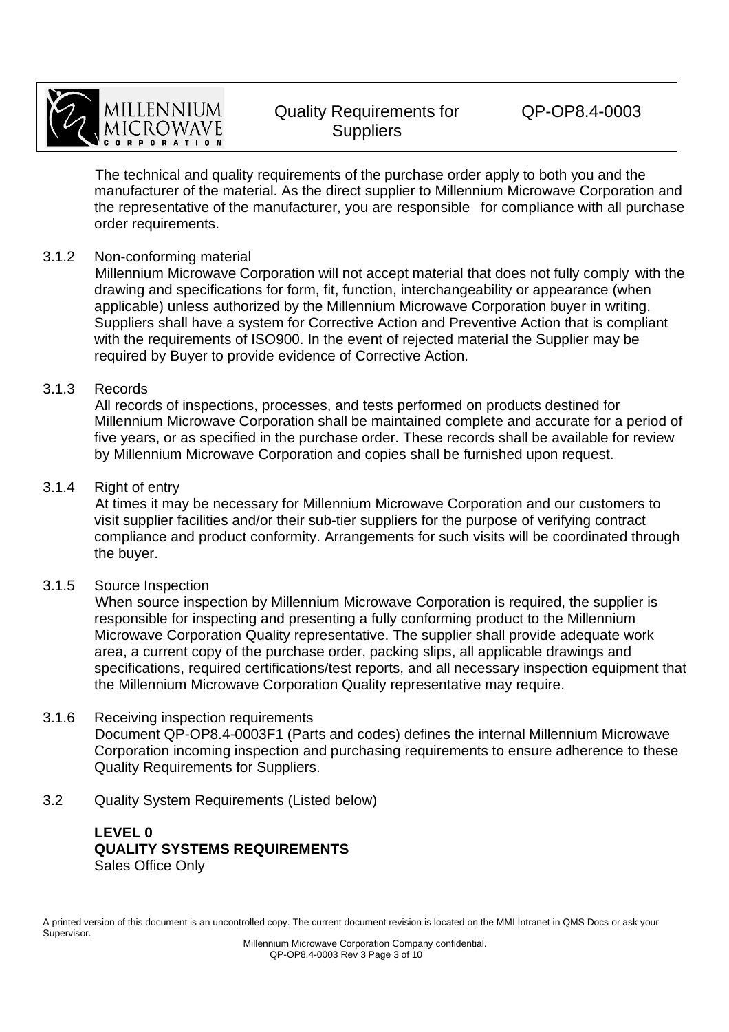The technical and quality requirements of the purchase order apply to both you and the manufacturer of the material. As the direct supplier to Millennium Microwave Corporation and the representative of the manufacturer, you are responsible for compliance with all purchase order requirements.

3.1.2 Non-conforming material

Millennium Microwave Corporation will not accept material that does not fully comply with the drawing and specifications for form, fit, function, interchangeability or appearance (when applicable) unless authorized by the Millennium Microwave Corporation buyer in writing. Suppliers shall have a system for Corrective Action and Preventive Action that is compliant with the requirements of ISO900. In the event of rejected material the Supplier may be required by Buyer to provide evidence of Corrective Action.

3.1.3 Records

All records of inspections, processes, and tests performed on products destined for Millennium Microwave Corporation shall be maintained complete and accurate for a period of five years, or as specified in the purchase order. These records shall be available for review by Millennium Microwave Corporation and copies shall be furnished upon request.

3.1.4 Right of entry

At times it may be necessary for Millennium Microwave Corporation and our customers to visit supplier facilities and/or their sub-tier suppliers for the purpose of verifying contract compliance and product conformity. Arrangements for such visits will be coordinated through the buyer.

3.1.5 Source Inspection

When source inspection by Millennium Microwave Corporation is required, the supplier is responsible for inspecting and presenting a fully conforming product to the Millennium Microwave Corporation Quality representative. The supplier shall provide adequate work area, a current copy of the purchase order, packing slips, all applicable drawings and specifications, required certifications/test reports, and all necessary inspection equipment that the Millennium Microwave Corporation Quality representative may require.

3.1.6 Receiving inspection requirements

Document QP-OP8.4-0003F1 (Parts and codes) defines the internal Millennium Microwave Corporation incoming inspection and purchasing requirements to ensure adherence to these Quality Requirements for Suppliers.

3.2 Quality System Requirements (Listed below)

**LEVEL 0**
**QUALITY SYSTEMS REQUIREMENTS**
Sales Office Only

A printed version of this document is an uncontrolled copy. The current document revision is located on the MMI Intranet in QMS Docs or ask your Supervisor.

Millennium Microwave Corporation Company confidential.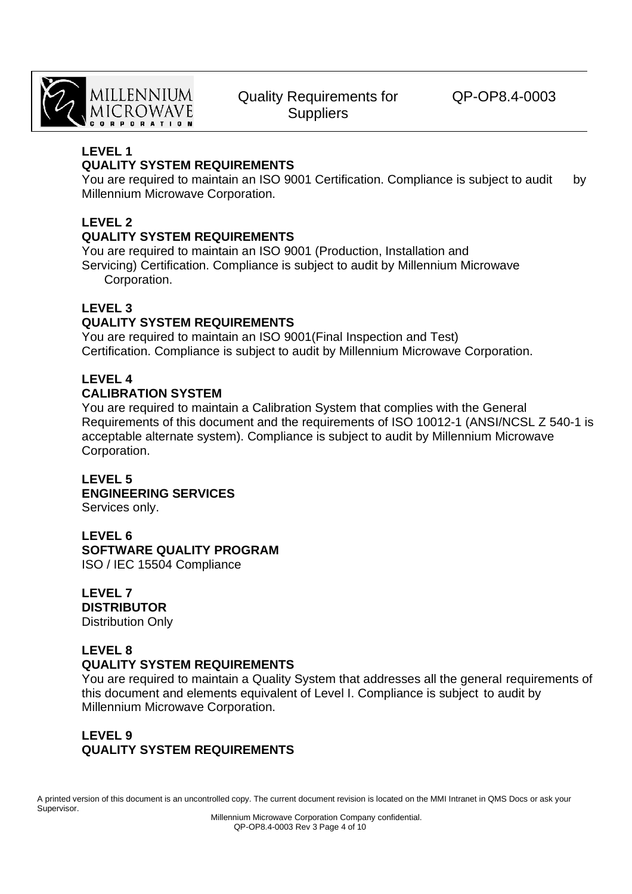**LEVEL 1**
**QUALITY SYSTEM REQUIREMENTS**
You are required to maintain an ISO 9001 Certification. Compliance is subject to audit by Millennium Microwave Corporation.

**LEVEL 2**
**QUALITY SYSTEM REQUIREMENTS**
You are required to maintain an ISO 9001 (Production, Installation and Servicing) Certification. Compliance is subject to audit by Millennium Microwave Corporation.

**LEVEL 3**
**QUALITY SYSTEM REQUIREMENTS**
You are required to maintain an ISO 9001(Final Inspection and Test) Certification. Compliance is subject to audit by Millennium Microwave Corporation.

**LEVEL 4**
**CALIBRATION SYSTEM**
You are required to maintain a Calibration System that complies with the General Requirements of this document and the requirements of ISO 10012-1 (ANSI/NCSL Z 540-1 is acceptable alternate system). Compliance is subject to audit by Millennium Microwave Corporation.

**LEVEL 5**
**ENGINEERING SERVICES**
Services only.

**LEVEL 6**
**SOFTWARE QUALITY PROGRAM**
ISO / IEC 15504 Compliance

**LEVEL 7**
**DISTRIBUTOR**
Distribution Only

**LEVEL 8**
**QUALITY SYSTEM REQUIREMENTS**
You are required to maintain a Quality System that addresses all the general requirements of this document and elements equivalent of Level I. Compliance is subject to audit by Millennium Microwave Corporation.

**LEVEL 9**
**QUALITY SYSTEM REQUIREMENTS**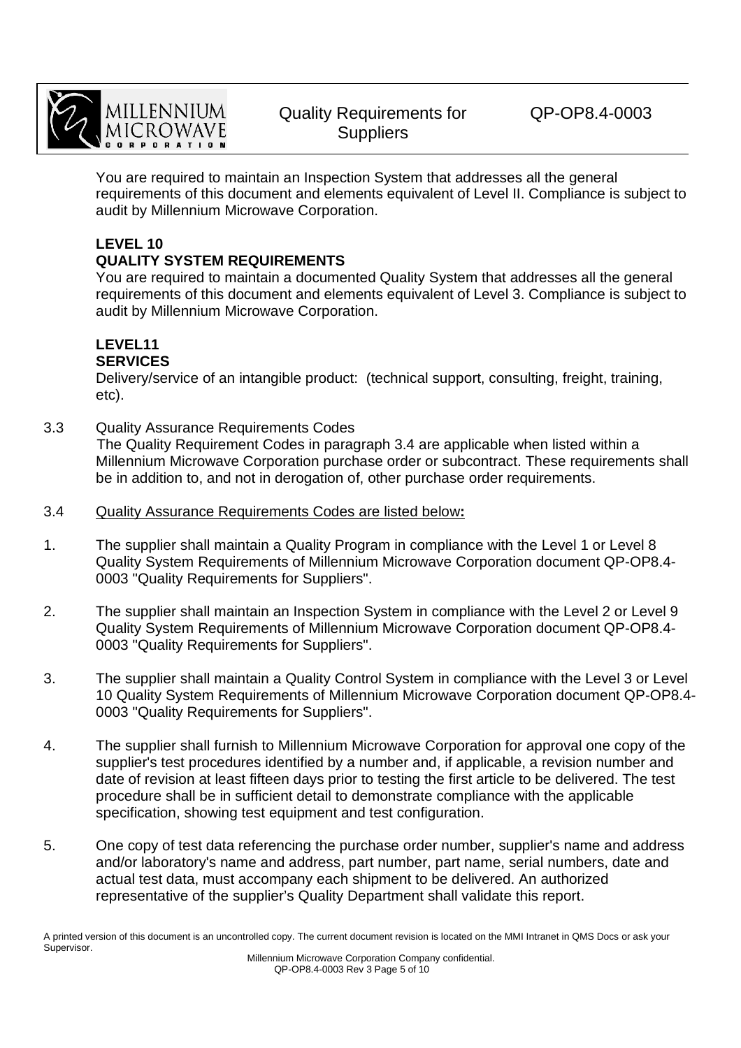You are required to maintain an Inspection System that addresses all the general requirements of this document and elements equivalent of Level II. Compliance is subject to audit by Millennium Microwave Corporation.

**LEVEL 10**
**QUALITY SYSTEM REQUIREMENTS**

You are required to maintain a documented Quality System that addresses all the general requirements of this document and elements equivalent of Level 3. Compliance is subject to audit by Millennium Microwave Corporation.

**LEVEL11**
**SERVICES**

Delivery/service of an intangible product: (technical support, consulting, freight, training, etc).

3.3 Quality Assurance Requirements Codes

The Quality Requirement Codes in paragraph 3.4 are applicable when listed within a Millennium Microwave Corporation purchase order or subcontract. These requirements shall be in addition to, and not in derogation of, other purchase order requirements.

3.4 <u>Quality Assurance Requirements Codes are listed below</u>**:**

1. The supplier shall maintain a Quality Program in compliance with the Level 1 or Level 8 Quality System Requirements of Millennium Microwave Corporation document QP-OP8.4-0003 "Quality Requirements for Suppliers".

2. The supplier shall maintain an Inspection System in compliance with the Level 2 or Level 9 Quality System Requirements of Millennium Microwave Corporation document QP-OP8.4-0003 "Quality Requirements for Suppliers".

3. The supplier shall maintain a Quality Control System in compliance with the Level 3 or Level 10 Quality System Requirements of Millennium Microwave Corporation document QP-OP8.4-0003 "Quality Requirements for Suppliers".

4. The supplier shall furnish to Millennium Microwave Corporation for approval one copy of the supplier's test procedures identified by a number and, if applicable, a revision number and date of revision at least fifteen days prior to testing the first article to be delivered. The test procedure shall be in sufficient detail to demonstrate compliance with the applicable specification, showing test equipment and test configuration.

5. One copy of test data referencing the purchase order number, supplier's name and address and/or laboratory's name and address, part number, part name, serial numbers, date and actual test data, must accompany each shipment to be delivered. An authorized representative of the supplier's Quality Department shall validate this report.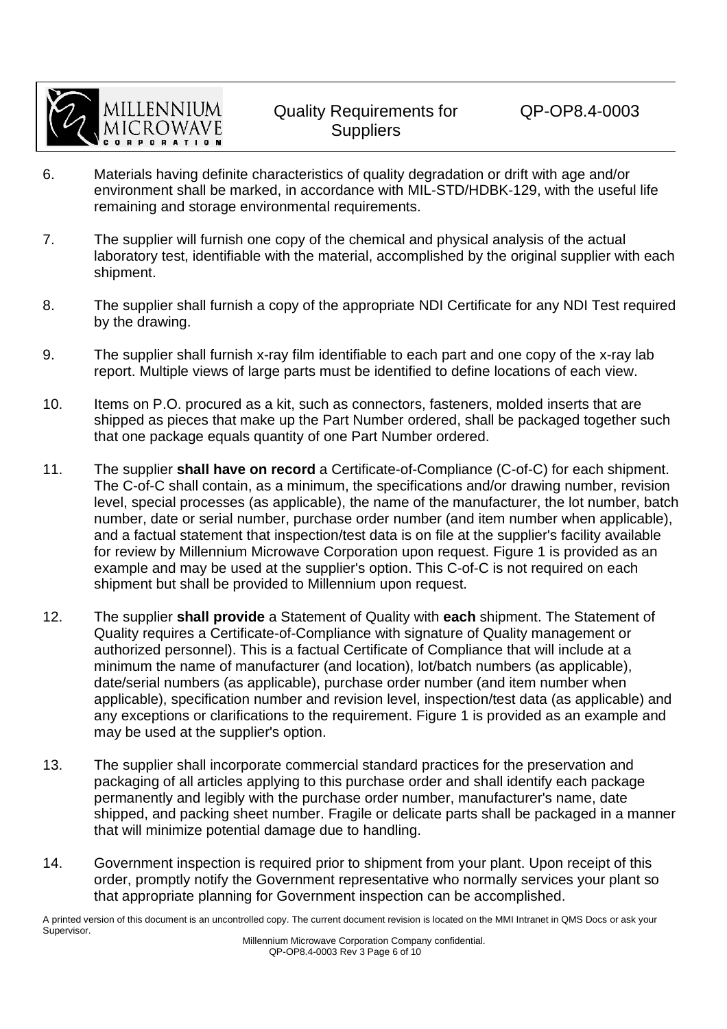6. Materials having definite characteristics of quality degradation or drift with age and/or environment shall be marked, in accordance with MIL-STD/HDBK-129, with the useful life remaining and storage environmental requirements.

7. The supplier will furnish one copy of the chemical and physical analysis of the actual laboratory test, identifiable with the material, accomplished by the original supplier with each shipment.

8. The supplier shall furnish a copy of the appropriate NDI Certificate for any NDI Test required by the drawing.

9. The supplier shall furnish x-ray film identifiable to each part and one copy of the x-ray lab report. Multiple views of large parts must be identified to define locations of each view.

10. Items on P.O. procured as a kit, such as connectors, fasteners, molded inserts that are shipped as pieces that make up the Part Number ordered, shall be packaged together such that one package equals quantity of one Part Number ordered.

11. The supplier **shall have on record** a Certificate-of-Compliance (C-of-C) for each shipment. The C-of-C shall contain, as a minimum, the specifications and/or drawing number, revision level, special processes (as applicable), the name of the manufacturer, the lot number, batch number, date or serial number, purchase order number (and item number when applicable), and a factual statement that inspection/test data is on file at the supplier's facility available for review by Millennium Microwave Corporation upon request. Figure 1 is provided as an example and may be used at the supplier's option. This C-of-C is not required on each shipment but shall be provided to Millennium upon request.

12. The supplier **shall provide** a Statement of Quality with **each** shipment. The Statement of Quality requires a Certificate-of-Compliance with signature of Quality management or authorized personnel). This is a factual Certificate of Compliance that will include at a minimum the name of manufacturer (and location), lot/batch numbers (as applicable), date/serial numbers (as applicable), purchase order number (and item number when applicable), specification number and revision level, inspection/test data (as applicable) and any exceptions or clarifications to the requirement. Figure 1 is provided as an example and may be used at the supplier's option.

13. The supplier shall incorporate commercial standard practices for the preservation and packaging of all articles applying to this purchase order and shall identify each package permanently and legibly with the purchase order number, manufacturer's name, date shipped, and packing sheet number. Fragile or delicate parts shall be packaged in a manner that will minimize potential damage due to handling.

14. Government inspection is required prior to shipment from your plant. Upon receipt of this order, promptly notify the Government representative who normally services your plant so that appropriate planning for Government inspection can be accomplished.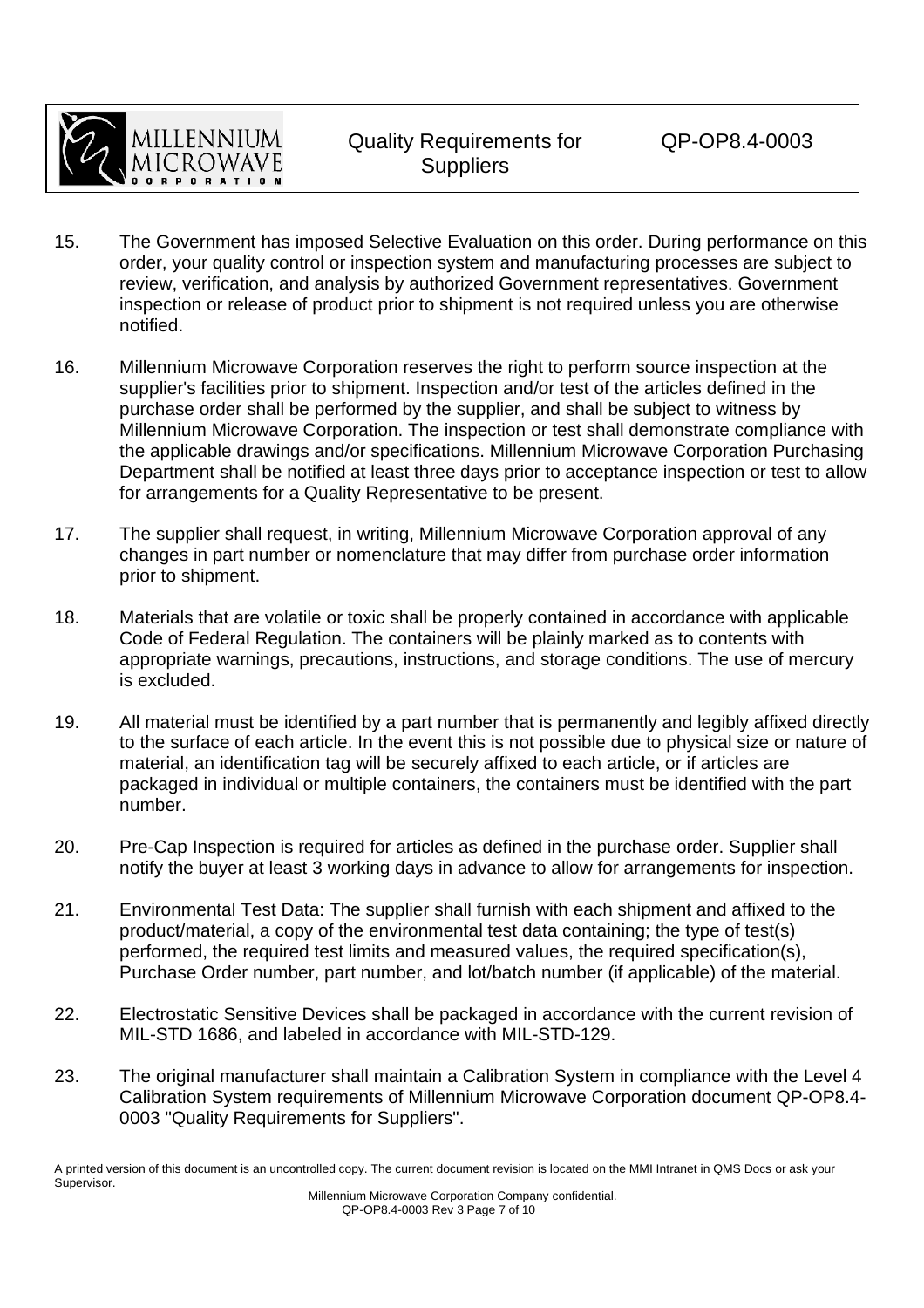15. The Government has imposed Selective Evaluation on this order. During performance on this order, your quality control or inspection system and manufacturing processes are subject to review, verification, and analysis by authorized Government representatives. Government inspection or release of product prior to shipment is not required unless you are otherwise notified.

16. Millennium Microwave Corporation reserves the right to perform source inspection at the supplier's facilities prior to shipment. Inspection and/or test of the articles defined in the purchase order shall be performed by the supplier, and shall be subject to witness by Millennium Microwave Corporation. The inspection or test shall demonstrate compliance with the applicable drawings and/or specifications. Millennium Microwave Corporation Purchasing Department shall be notified at least three days prior to acceptance inspection or test to allow for arrangements for a Quality Representative to be present.

17. The supplier shall request, in writing, Millennium Microwave Corporation approval of any changes in part number or nomenclature that may differ from purchase order information prior to shipment.

18. Materials that are volatile or toxic shall be properly contained in accordance with applicable Code of Federal Regulation. The containers will be plainly marked as to contents with appropriate warnings, precautions, instructions, and storage conditions. The use of mercury is excluded.

19. All material must be identified by a part number that is permanently and legibly affixed directly to the surface of each article. In the event this is not possible due to physical size or nature of material, an identification tag will be securely affixed to each article, or if articles are packaged in individual or multiple containers, the containers must be identified with the part number.

20. Pre-Cap Inspection is required for articles as defined in the purchase order. Supplier shall notify the buyer at least 3 working days in advance to allow for arrangements for inspection.

21. Environmental Test Data: The supplier shall furnish with each shipment and affixed to the product/material, a copy of the environmental test data containing; the type of test(s) performed, the required test limits and measured values, the required specification(s), Purchase Order number, part number, and lot/batch number (if applicable) of the material.

22. Electrostatic Sensitive Devices shall be packaged in accordance with the current revision of MIL-STD 1686, and labeled in accordance with MIL-STD-129.

23. The original manufacturer shall maintain a Calibration System in compliance with the Level 4 Calibration System requirements of Millennium Microwave Corporation document QP-OP8.4-0003 "Quality Requirements for Suppliers".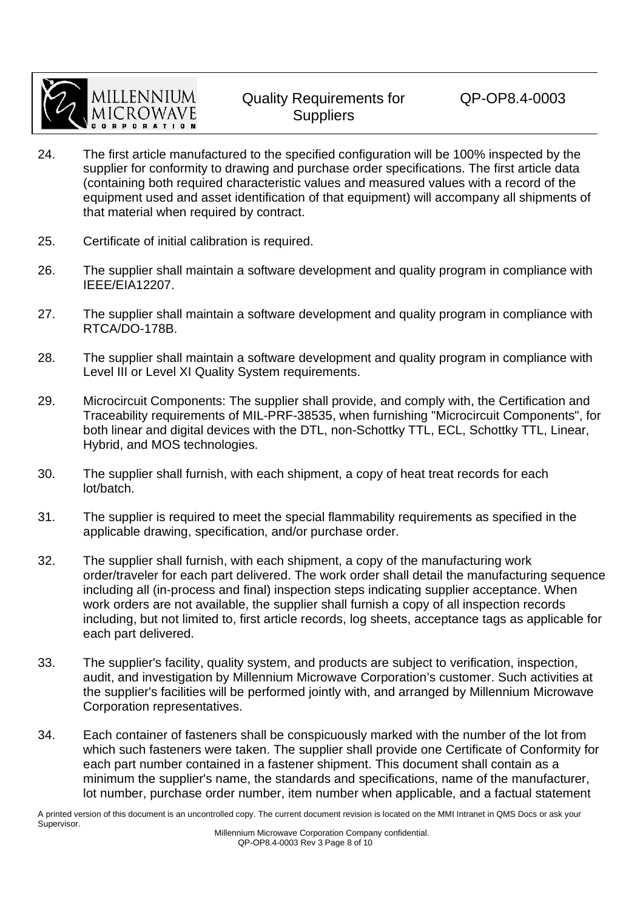24. The first article manufactured to the specified configuration will be 100% inspected by the supplier for conformity to drawing and purchase order specifications. The first article data (containing both required characteristic values and measured values with a record of the equipment used and asset identification of that equipment) will accompany all shipments of that material when required by contract.

25. Certificate of initial calibration is required.

26. The supplier shall maintain a software development and quality program in compliance with IEEE/EIA12207.

27. The supplier shall maintain a software development and quality program in compliance with RTCA/DO-178B.

28. The supplier shall maintain a software development and quality program in compliance with Level III or Level XI Quality System requirements.

29. Microcircuit Components: The supplier shall provide, and comply with, the Certification and Traceability requirements of MIL-PRF-38535, when furnishing "Microcircuit Components", for both linear and digital devices with the DTL, non-Schottky TTL, ECL, Schottky TTL, Linear, Hybrid, and MOS technologies.

30. The supplier shall furnish, with each shipment, a copy of heat treat records for each lot/batch.

31. The supplier is required to meet the special flammability requirements as specified in the applicable drawing, specification, and/or purchase order.

32. The supplier shall furnish, with each shipment, a copy of the manufacturing work order/traveler for each part delivered. The work order shall detail the manufacturing sequence including all (in-process and final) inspection steps indicating supplier acceptance. When work orders are not available, the supplier shall furnish a copy of all inspection records including, but not limited to, first article records, log sheets, acceptance tags as applicable for each part delivered.

33. The supplier's facility, quality system, and products are subject to verification, inspection, audit, and investigation by Millennium Microwave Corporation's customer. Such activities at the supplier's facilities will be performed jointly with, and arranged by Millennium Microwave Corporation representatives.

34. Each container of fasteners shall be conspicuously marked with the number of the lot from which such fasteners were taken. The supplier shall provide one Certificate of Conformity for each part number contained in a fastener shipment. This document shall contain as a minimum the supplier's name, the standards and specifications, name of the manufacturer, lot number, purchase order number, item number when applicable, and a factual statement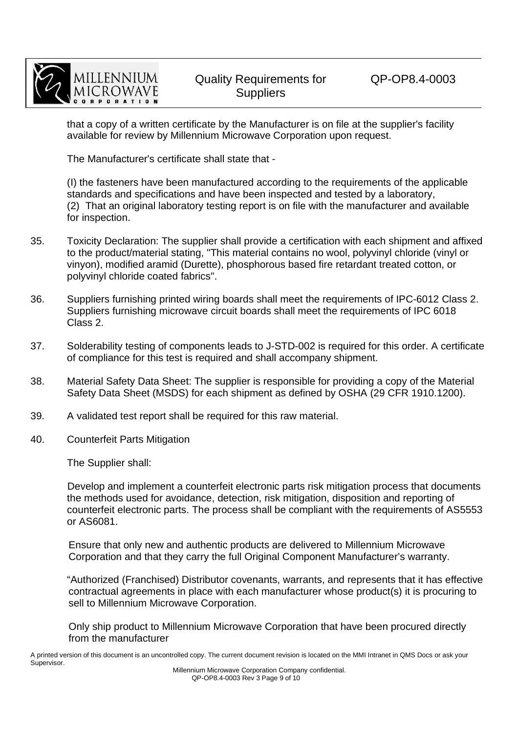that a copy of a written certificate by the Manufacturer is on file at the supplier's facility available for review by Millennium Microwave Corporation upon request.

The Manufacturer's certificate shall state that -

(I) the fasteners have been manufactured according to the requirements of the applicable standards and specifications and have been inspected and tested by a laboratory,
(2) That an original laboratory testing report is on file with the manufacturer and available for inspection.

35. Toxicity Declaration: The supplier shall provide a certification with each shipment and affixed to the product/material stating, "This material contains no wool, polyvinyl chloride (vinyl or vinyon), modified aramid (Durette), phosphorous based fire retardant treated cotton, or polyvinyl chloride coated fabrics".

36. Suppliers furnishing printed wiring boards shall meet the requirements of IPC-6012 Class 2. Suppliers furnishing microwave circuit boards shall meet the requirements of IPC 6018 Class 2.

37. Solderability testing of components leads to J-STD-002 is required for this order. A certificate of compliance for this test is required and shall accompany shipment.

38. Material Safety Data Sheet: The supplier is responsible for providing a copy of the Material Safety Data Sheet (MSDS) for each shipment as defined by OSHA (29 CFR 1910.1200).

39. A validated test report shall be required for this raw material.

40. Counterfeit Parts Mitigation

    The Supplier shall:

    Develop and implement a counterfeit electronic parts risk mitigation process that documents the methods used for avoidance, detection, risk mitigation, disposition and reporting of counterfeit electronic parts. The process shall be compliant with the requirements of AS5553 or AS6081.

    Ensure that only new and authentic products are delivered to Millennium Microwave Corporation and that they carry the full Original Component Manufacturer's warranty.

    "Authorized (Franchised) Distributor covenants, warrants, and represents that it has effective contractual agreements in place with each manufacturer whose product(s) it is procuring to sell to Millennium Microwave Corporation.

    Only ship product to Millennium Microwave Corporation that have been procured directly from the manufacturer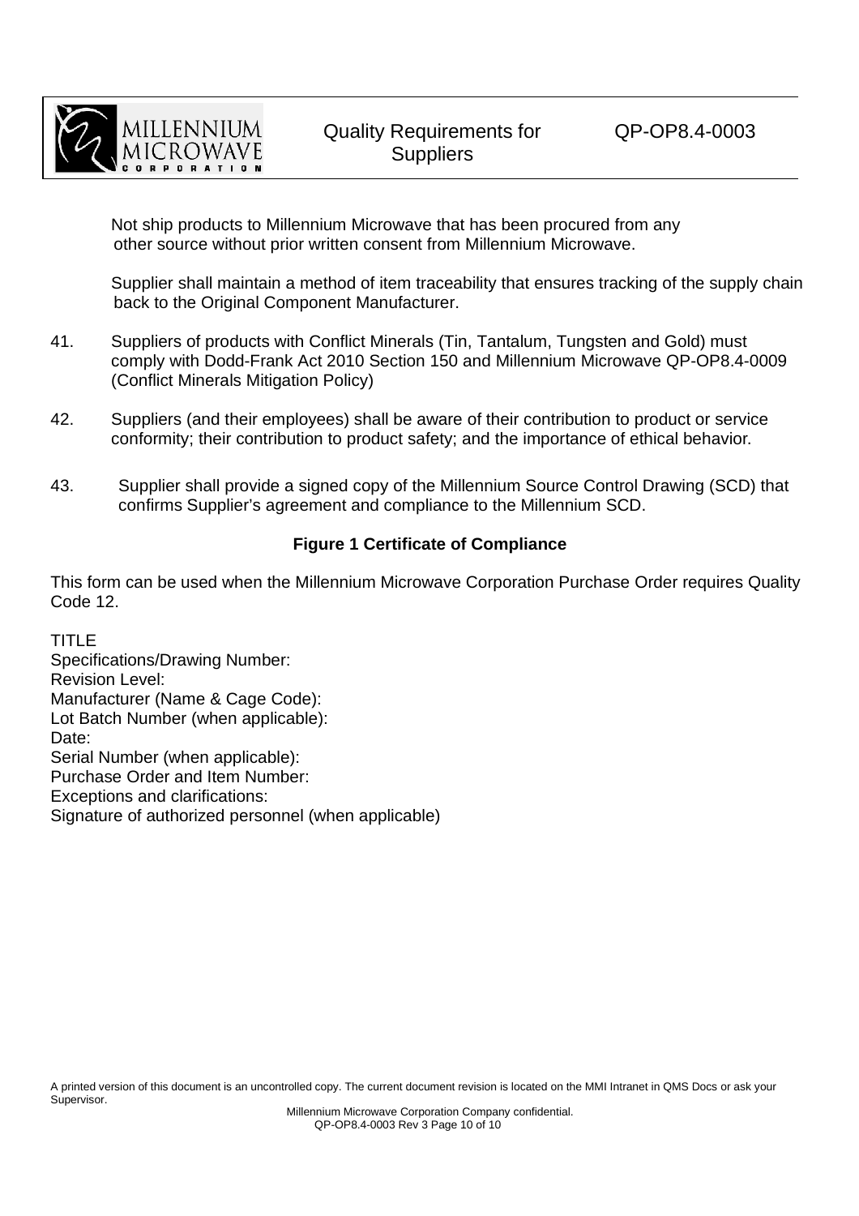Not ship products to Millennium Microwave that has been procured from any other source without prior written consent from Millennium Microwave.

Supplier shall maintain a method of item traceability that ensures tracking of the supply chain back to the Original Component Manufacturer.

41. Suppliers of products with Conflict Minerals (Tin, Tantalum, Tungsten and Gold) must comply with Dodd-Frank Act 2010 Section 150 and Millennium Microwave QP-OP8.4-0009 (Conflict Minerals Mitigation Policy)

42. Suppliers (and their employees) shall be aware of their contribution to product or service conformity; their contribution to product safety; and the importance of ethical behavior.

43. Supplier shall provide a signed copy of the Millennium Source Control Drawing (SCD) that confirms Supplier's agreement and compliance to the Millennium SCD.

**Figure 1 Certificate of Compliance**

This form can be used when the Millennium Microwave Corporation Purchase Order requires Quality Code 12.

TITLE
Specifications/Drawing Number:
Revision Level:
Manufacturer (Name & Cage Code):
Lot Batch Number (when applicable):
Date:
Serial Number (when applicable):
Purchase Order and Item Number:
Exceptions and clarifications:
Signature of authorized personnel (when applicable)